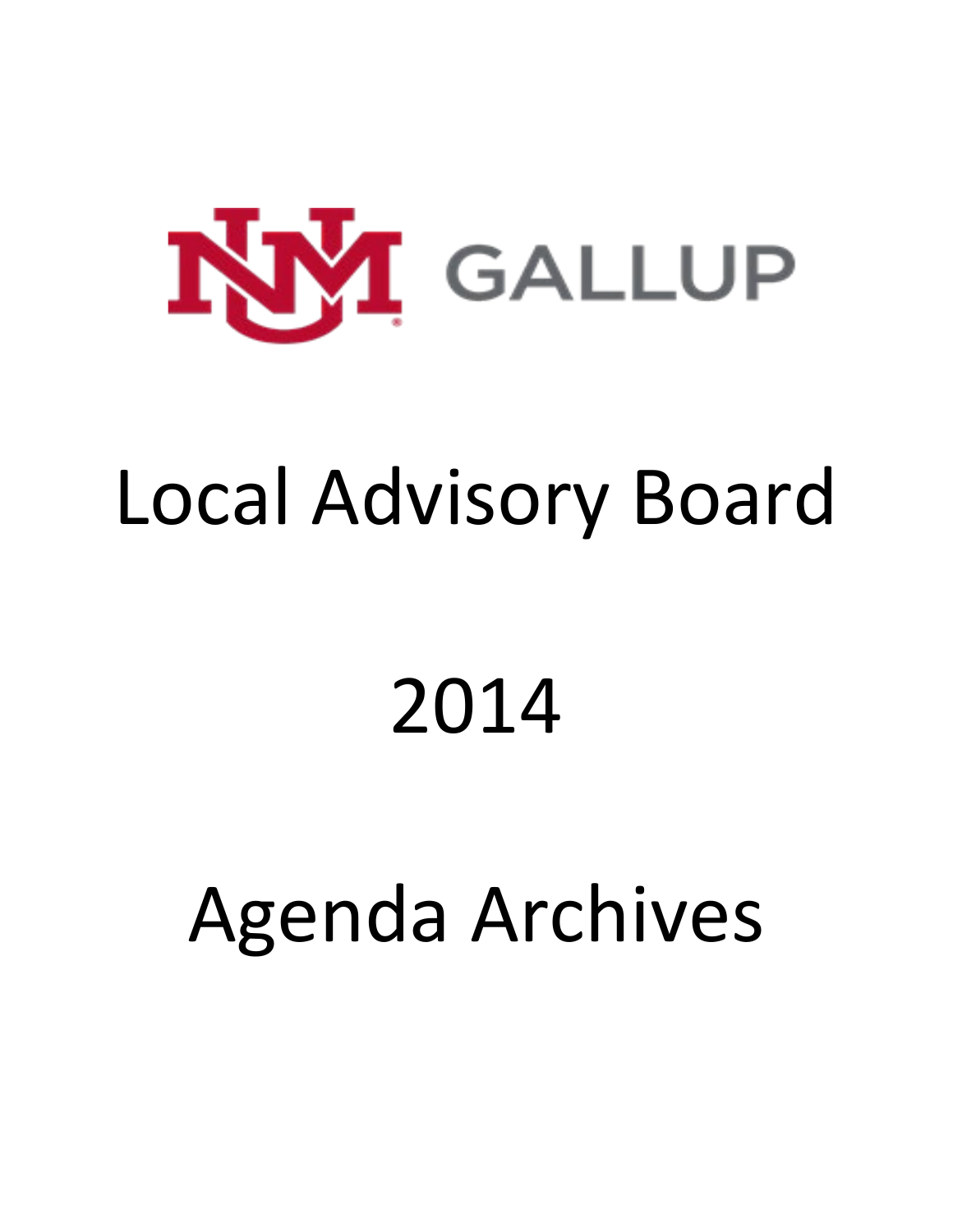UNM GALLUP

# Local Advisory Board

# 2014

# Agenda Archives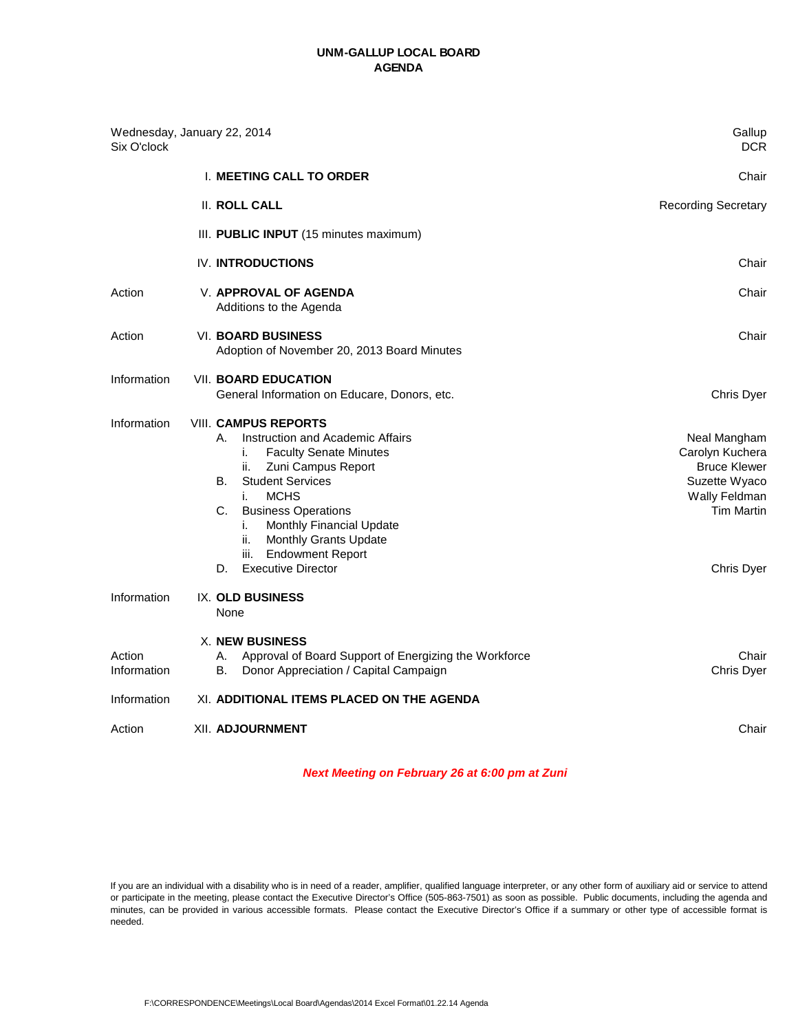# UNM-GALLUP LOCAL BOARD
## AGENDA

| | | |
|---|---|---|
| Wednesday, January 22, 2014<br>Six O'clock | | Gallup<br>DCR |
| | I. **MEETING CALL TO ORDER** | Chair |
| | II. **ROLL CALL** | Recording Secretary |
| | III. **PUBLIC INPUT** (15 minutes maximum) | |
| | IV. **INTRODUCTIONS** | Chair |
| Action | V. **APPROVAL OF AGENDA**<br>Additions to the Agenda | Chair |
| Action | VI. **BOARD BUSINESS**<br>Adoption of November 20, 2013 Board Minutes | Chair |
| Information | VII. **BOARD EDUCATION**<br>General Information on Educare, Donors, etc. | Chris Dyer |
| Information | VIII. **CAMPUS REPORTS** | |
| | A. Instruction and Academic Affairs | Neal Mangham |
| | i. Faculty Senate Minutes | Carolyn Kuchera |
| | ii. Zuni Campus Report | Bruce Klewer |
| | B. Student Services | Suzette Wyaco |
| | i. MCHS | Wally Feldman |
| | C. Business Operations | Tim Martin |
| | i. Monthly Financial Update | |
| | ii. Monthly Grants Update | |
| | iii. Endowment Report | |
| | D. Executive Director | Chris Dyer |
| Information | IX. **OLD BUSINESS**<br>None | |
| | X. **NEW BUSINESS** | |
| Action | A. Approval of Board Support of Energizing the Workforce | Chair |
| Information | B. Donor Appreciation / Capital Campaign | Chris Dyer |
| Information | XI. **ADDITIONAL ITEMS PLACED ON THE AGENDA** | |
| Action | XII. **ADJOURNMENT** | Chair |

***Next Meeting on February 26 at 6:00 pm at Zuni***

If you are an individual with a disability who is in need of a reader, amplifier, qualified language interpreter, or any other form of auxiliary aid or service to attend or participate in the meeting, please contact the Executive Director's Office (505-863-7501) as soon as possible. Public documents, including the agenda and minutes, can be provided in various accessible formats. Please contact the Executive Director's Office if a summary or other type of accessible format is needed.

F:\CORRESPONDENCE\Meetings\Local Board\Agendas\2014 Excel Format\01.22.14 Agenda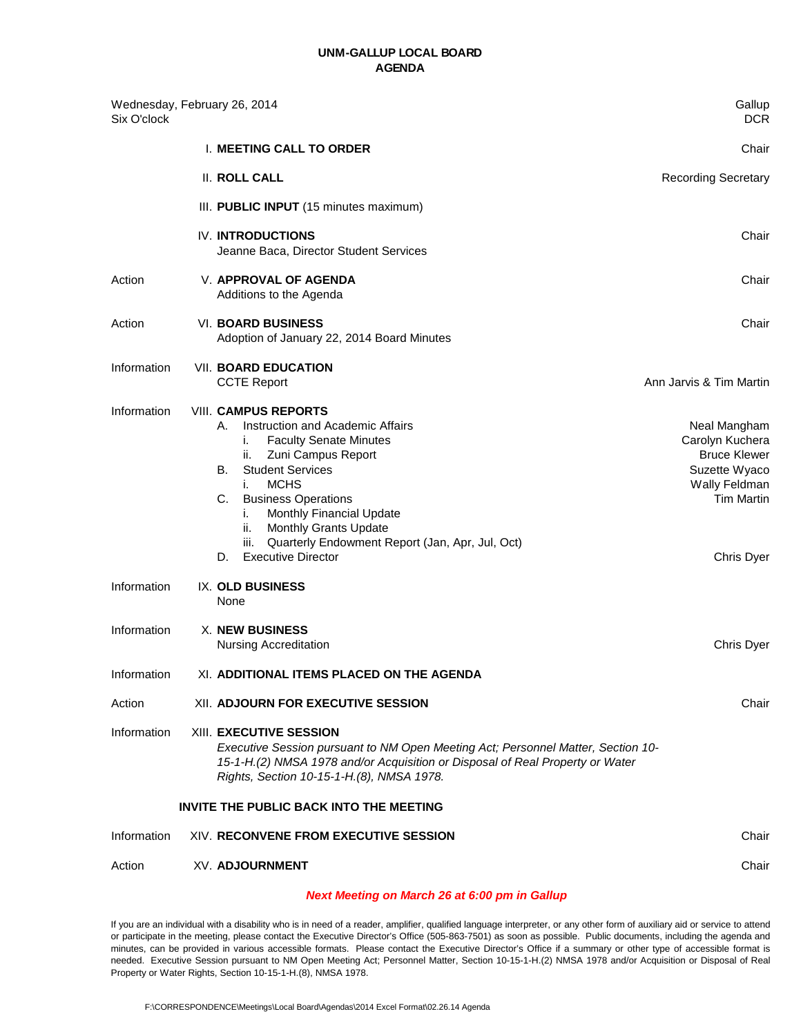# UNM-GALLUP LOCAL BOARD
## AGENDA

Wednesday, February 26, 2014 — Gallup
Six O'clock — DCR

| | | |
|---|---|---|
| | I. **MEETING CALL TO ORDER** | Chair |
| | II. **ROLL CALL** | Recording Secretary |
| | III. **PUBLIC INPUT** (15 minutes maximum) | |
| | IV. **INTRODUCTIONS**<br>Jeanne Baca, Director Student Services | Chair |
| Action | V. **APPROVAL OF AGENDA**<br>Additions to the Agenda | Chair |
| Action | VI. **BOARD BUSINESS**<br>Adoption of January 22, 2014 Board Minutes | Chair |
| Information | VII. **BOARD EDUCATION**<br>CCTE Report | Ann Jarvis & Tim Martin |
| Information | VIII. **CAMPUS REPORTS** | |
| | A. Instruction and Academic Affairs | Neal Mangham |
| | i. Faculty Senate Minutes | Carolyn Kuchera |
| | ii. Zuni Campus Report | Bruce Klewer |
| | B. Student Services | Suzette Wyaco |
| | i. MCHS | Wally Feldman |
| | C. Business Operations | Tim Martin |
| | i. Monthly Financial Update | |
| | ii. Monthly Grants Update | |
| | iii. Quarterly Endowment Report (Jan, Apr, Jul, Oct) | |
| | D. Executive Director | Chris Dyer |
| Information | IX. **OLD BUSINESS**<br>None | |
| Information | X. **NEW BUSINESS**<br>Nursing Accreditation | Chris Dyer |
| Information | XI. **ADDITIONAL ITEMS PLACED ON THE AGENDA** | |
| Action | XII. **ADJOURN FOR EXECUTIVE SESSION** | Chair |
| Information | XIII. **EXECUTIVE SESSION**<br>*Executive Session pursuant to NM Open Meeting Act; Personnel Matter, Section 10-15-1-H.(2) NMSA 1978 and/or Acquisition or Disposal of Real Property or Water Rights, Section 10-15-1-H.(8), NMSA 1978.* | |
| | **INVITE THE PUBLIC BACK INTO THE MEETING** | |
| Information | XIV. **RECONVENE FROM EXECUTIVE SESSION** | Chair |
| Action | XV. **ADJOURNMENT** | Chair |

***Next Meeting on March 26 at 6:00 pm in Gallup***

If you are an individual with a disability who is in need of a reader, amplifier, qualified language interpreter, or any other form of auxiliary aid or service to attend or participate in the meeting, please contact the Executive Director's Office (505-863-7501) as soon as possible. Public documents, including the agenda and minutes, can be provided in various accessible formats. Please contact the Executive Director's Office if a summary or other type of accessible format is needed. Executive Session pursuant to NM Open Meeting Act; Personnel Matter, Section 10-15-1-H.(2) NMSA 1978 and/or Acquisition or Disposal of Real Property or Water Rights, Section 10-15-1-H.(8), NMSA 1978.

F:\CORRESPONDENCE\Meetings\Local Board\Agendas\2014 Excel Format\02.26.14 Agenda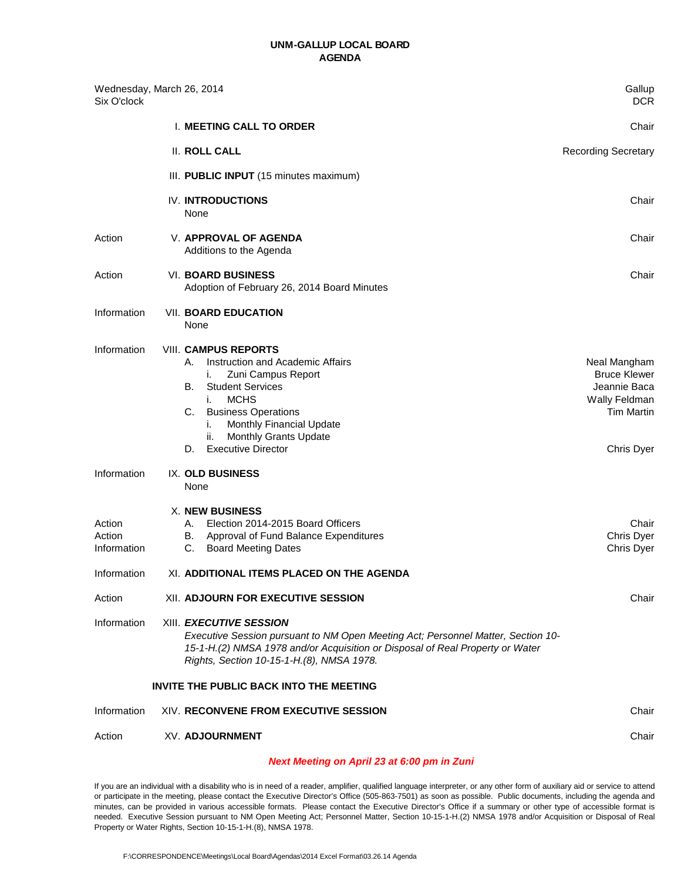# UNM-GALLUP LOCAL BOARD
## AGENDA

Wednesday, March 26, 2014 — Gallup
Six O'clock — DCR

| | Item | Presenter |
|---|---|---|
| | I. **MEETING CALL TO ORDER** | Chair |
| | II. **ROLL CALL** | Recording Secretary |
| | III. **PUBLIC INPUT** (15 minutes maximum) | |
| | IV. **INTRODUCTIONS**<br>None | Chair |
| Action | V. **APPROVAL OF AGENDA**<br>Additions to the Agenda | Chair |
| Action | VI. **BOARD BUSINESS**<br>Adoption of February 26, 2014 Board Minutes | Chair |
| Information | VII. **BOARD EDUCATION**<br>None | |
| Information | VIII. **CAMPUS REPORTS** | |
| | A. Instruction and Academic Affairs | Neal Mangham |
| | i. Zuni Campus Report | Bruce Klewer |
| | B. Student Services | Jeannie Baca |
| | i. MCHS | Wally Feldman |
| | C. Business Operations | Tim Martin |
| | i. Monthly Financial Update | |
| | ii. Monthly Grants Update | |
| | D. Executive Director | Chris Dyer |
| Information | IX. **OLD BUSINESS**<br>None | |
| | X. **NEW BUSINESS** | |
| Action | A. Election 2014-2015 Board Officers | Chair |
| Action | B. Approval of Fund Balance Expenditures | Chris Dyer |
| Information | C. Board Meeting Dates | Chris Dyer |
| Information | XI. **ADDITIONAL ITEMS PLACED ON THE AGENDA** | |
| Action | XII. **ADJOURN FOR EXECUTIVE SESSION** | Chair |
| Information | XIII. ***EXECUTIVE SESSION***<br>*Executive Session pursuant to NM Open Meeting Act; Personnel Matter, Section 10-15-1-H.(2) NMSA 1978 and/or Acquisition or Disposal of Real Property or Water Rights, Section 10-15-1-H.(8), NMSA 1978.* | |
| | **INVITE THE PUBLIC BACK INTO THE MEETING** | |
| Information | XIV. **RECONVENE FROM EXECUTIVE SESSION** | Chair |
| Action | XV. **ADJOURNMENT** | Chair |

***Next Meeting on April 23 at 6:00 pm in Zuni***

If you are an individual with a disability who is in need of a reader, amplifier, qualified language interpreter, or any other form of auxiliary aid or service to attend or participate in the meeting, please contact the Executive Director's Office (505-863-7501) as soon as possible. Public documents, including the agenda and minutes, can be provided in various accessible formats. Please contact the Executive Director's Office if a summary or other type of accessible format is needed. Executive Session pursuant to NM Open Meeting Act; Personnel Matter, Section 10-15-1-H.(2) NMSA 1978 and/or Acquisition or Disposal of Real Property or Water Rights, Section 10-15-1-H.(8), NMSA 1978.

F:\CORRESPONDENCE\Meetings\Local Board\Agendas\2014 Excel Format\03.26.14 Agenda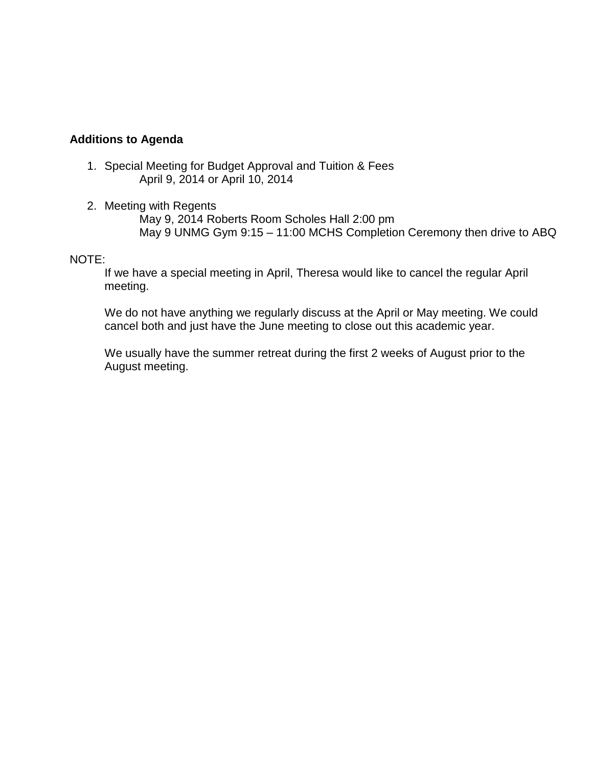**Additions to Agenda**

1. Special Meeting for Budget Approval and Tuition & Fees
   April 9, 2014 or April 10, 2014

2. Meeting with Regents
   May 9, 2014 Roberts Room Scholes Hall 2:00 pm
   May 9 UNMG Gym 9:15 – 11:00 MCHS Completion Ceremony then drive to ABQ

NOTE:

If we have a special meeting in April, Theresa would like to cancel the regular April meeting.

We do not have anything we regularly discuss at the April or May meeting. We could cancel both and just have the June meeting to close out this academic year.

We usually have the summer retreat during the first 2 weeks of August prior to the August meeting.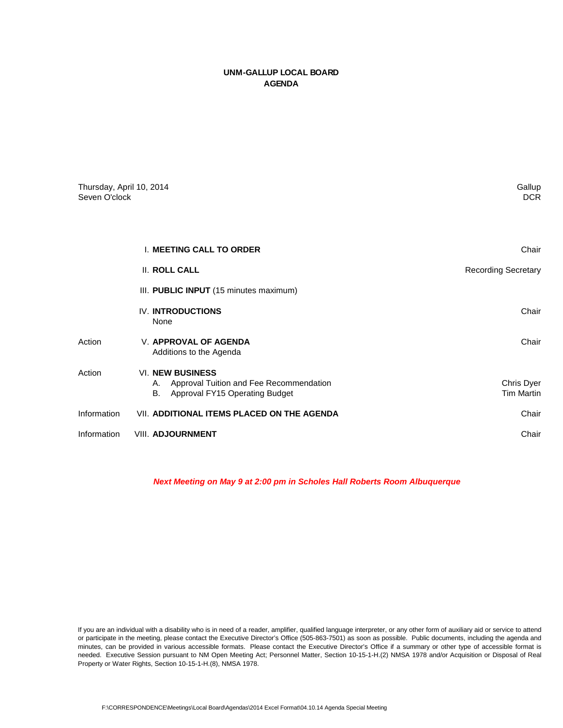# UNM-GALLUP LOCAL BOARD
# AGENDA

Thursday, April 10, 2014 — Gallup
Seven O'clock — DCR

| | | |
|---|---|---|
| | I. **MEETING CALL TO ORDER** | Chair |
| | II. **ROLL CALL** | Recording Secretary |
| | III. **PUBLIC INPUT** (15 minutes maximum) | |
| | IV. **INTRODUCTIONS**<br>None | Chair |
| Action | V. **APPROVAL OF AGENDA**<br>Additions to the Agenda | Chair |
| Action | VI. **NEW BUSINESS**<br>A. Approval Tuition and Fee Recommendation<br>B. Approval FY15 Operating Budget | <br>Chris Dyer<br>Tim Martin |
| Information | VII. **ADDITIONAL ITEMS PLACED ON THE AGENDA** | Chair |
| Information | VIII. **ADJOURNMENT** | Chair |

***Next Meeting on May 9 at 2:00 pm in Scholes Hall Roberts Room Albuquerque***

If you are an individual with a disability who is in need of a reader, amplifier, qualified language interpreter, or any other form of auxiliary aid or service to attend or participate in the meeting, please contact the Executive Director's Office (505-863-7501) as soon as possible. Public documents, including the agenda and minutes, can be provided in various accessible formats. Please contact the Executive Director's Office if a summary or other type of accessible format is needed. Executive Session pursuant to NM Open Meeting Act; Personnel Matter, Section 10-15-1-H.(2) NMSA 1978 and/or Acquisition or Disposal of Real Property or Water Rights, Section 10-15-1-H.(8), NMSA 1978.

F:\CORRESPONDENCE\Meetings\Local Board\Agendas\2014 Excel Format\04.10.14 Agenda Special Meeting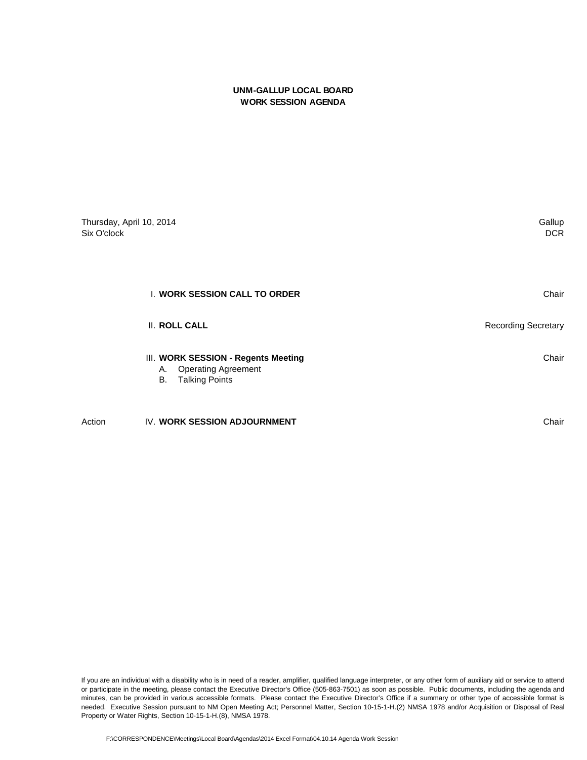# UNM-GALLUP LOCAL BOARD
## WORK SESSION AGENDA

| | |
|---|---|
| Thursday, April 10, 2014 | Gallup |
| Six O'clock | DCR |

| | | |
|---|---|---|
| | I. **WORK SESSION CALL TO ORDER** | Chair |
| | II. **ROLL CALL** | Recording Secretary |
| | III. **WORK SESSION - Regents Meeting**<br>A. Operating Agreement<br>B. Talking Points | Chair |
| Action | IV. **WORK SESSION ADJOURNMENT** | Chair |

If you are an individual with a disability who is in need of a reader, amplifier, qualified language interpreter, or any other form of auxiliary aid or service to attend or participate in the meeting, please contact the Executive Director's Office (505-863-7501) as soon as possible. Public documents, including the agenda and minutes, can be provided in various accessible formats. Please contact the Executive Director's Office if a summary or other type of accessible format is needed. Executive Session pursuant to NM Open Meeting Act; Personnel Matter, Section 10-15-1-H.(2) NMSA 1978 and/or Acquisition or Disposal of Real Property or Water Rights, Section 10-15-1-H.(8), NMSA 1978.

F:\CORRESPONDENCE\Meetings\Local Board\Agendas\2014 Excel Format\04.10.14 Agenda Work Session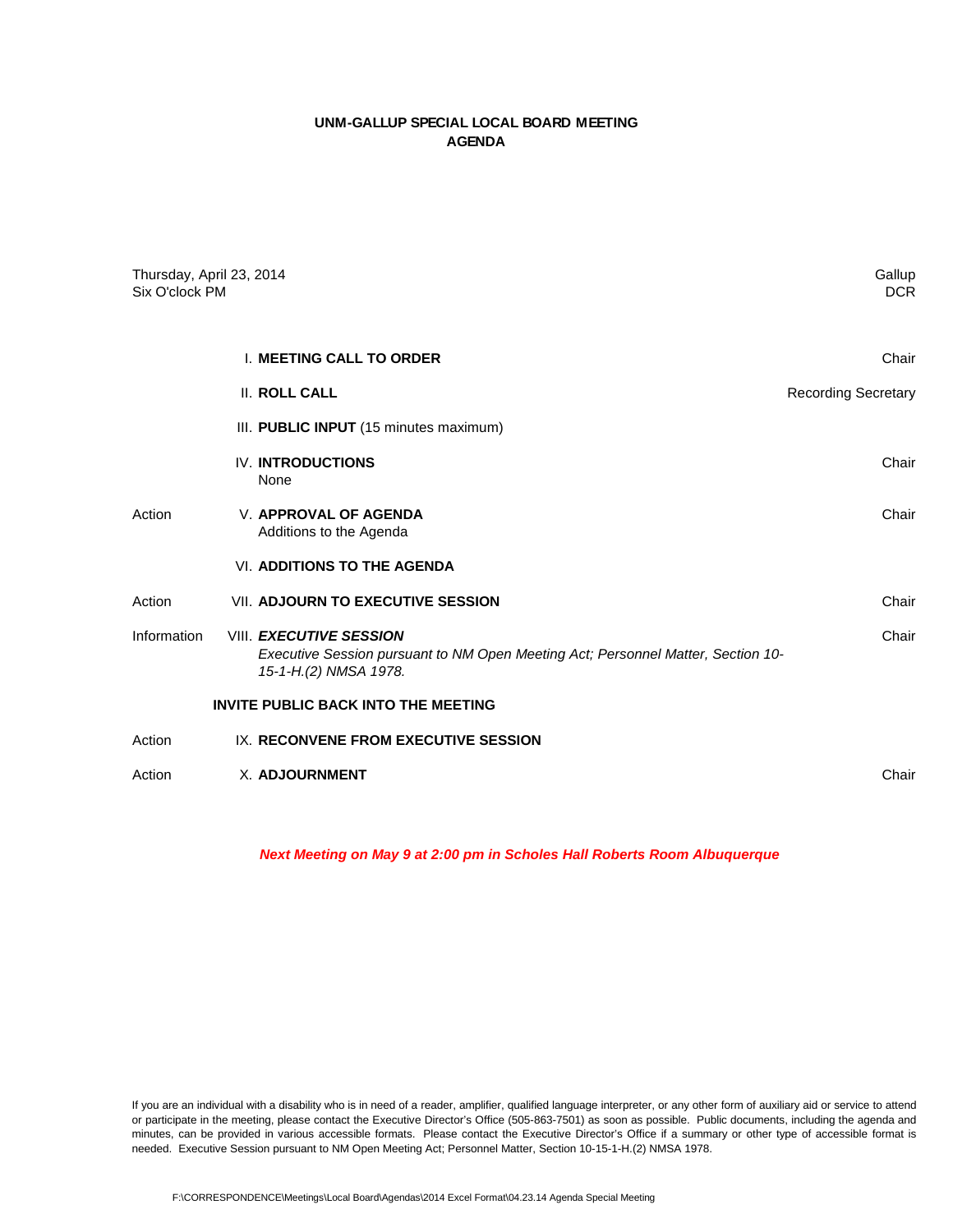# UNM-GALLUP SPECIAL LOCAL BOARD MEETING
# AGENDA

Thursday, April 23, 2014
Six O'clock PM

Gallup
DCR

| | | |
|---|---|---|
| | I. **MEETING CALL TO ORDER** | Chair |
| | II. **ROLL CALL** | Recording Secretary |
| | III. **PUBLIC INPUT** (15 minutes maximum) | |
| | IV. **INTRODUCTIONS**<br>None | Chair |
| Action | V. **APPROVAL OF AGENDA**<br>Additions to the Agenda | Chair |
| | VI. **ADDITIONS TO THE AGENDA** | |
| Action | VII. **ADJOURN TO EXECUTIVE SESSION** | Chair |
| Information | VIII. ***EXECUTIVE SESSION***<br>*Executive Session pursuant to NM Open Meeting Act; Personnel Matter, Section 10-15-1-H.(2) NMSA 1978.* | Chair |
| | **INVITE PUBLIC BACK INTO THE MEETING** | |
| Action | IX. **RECONVENE FROM EXECUTIVE SESSION** | |
| Action | X. **ADJOURNMENT** | Chair |

***Next Meeting on May 9 at 2:00 pm in Scholes Hall Roberts Room Albuquerque***

If you are an individual with a disability who is in need of a reader, amplifier, qualified language interpreter, or any other form of auxiliary aid or service to attend or participate in the meeting, please contact the Executive Director's Office (505-863-7501) as soon as possible. Public documents, including the agenda and minutes, can be provided in various accessible formats. Please contact the Executive Director's Office if a summary or other type of accessible format is needed. Executive Session pursuant to NM Open Meeting Act; Personnel Matter, Section 10-15-1-H.(2) NMSA 1978.

F:\CORRESPONDENCE\Meetings\Local Board\Agendas\2014 Excel Format\04.23.14 Agenda Special Meeting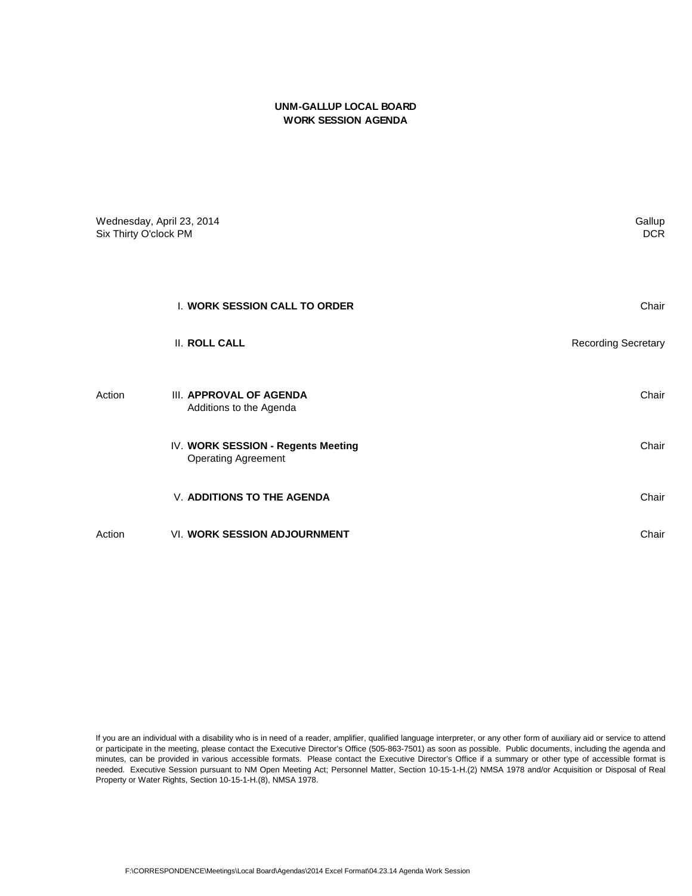**UNM-GALLUP LOCAL BOARD**
**WORK SESSION AGENDA**

| | | |
|---|---|---|
| Wednesday, April 23, 2014 | | Gallup |
| Six Thirty O'clock PM | | DCR |

| | | |
|---|---|---|
| | I. **WORK SESSION CALL TO ORDER** | Chair |
| | II. **ROLL CALL** | Recording Secretary |
| Action | III. **APPROVAL OF AGENDA**<br>Additions to the Agenda | Chair |
| | IV. **WORK SESSION - Regents Meeting**<br>Operating Agreement | Chair |
| | V. **ADDITIONS TO THE AGENDA** | Chair |
| Action | VI. **WORK SESSION ADJOURNMENT** | Chair |

If you are an individual with a disability who is in need of a reader, amplifier, qualified language interpreter, or any other form of auxiliary aid or service to attend or participate in the meeting, please contact the Executive Director's Office (505-863-7501) as soon as possible. Public documents, including the agenda and minutes, can be provided in various accessible formats. Please contact the Executive Director's Office if a summary or other type of accessible format is needed. Executive Session pursuant to NM Open Meeting Act; Personnel Matter, Section 10-15-1-H.(2) NMSA 1978 and/or Acquisition or Disposal of Real Property or Water Rights, Section 10-15-1-H.(8), NMSA 1978.

F:\CORRESPONDENCE\Meetings\Local Board\Agendas\2014 Excel Format\04.23.14 Agenda Work Session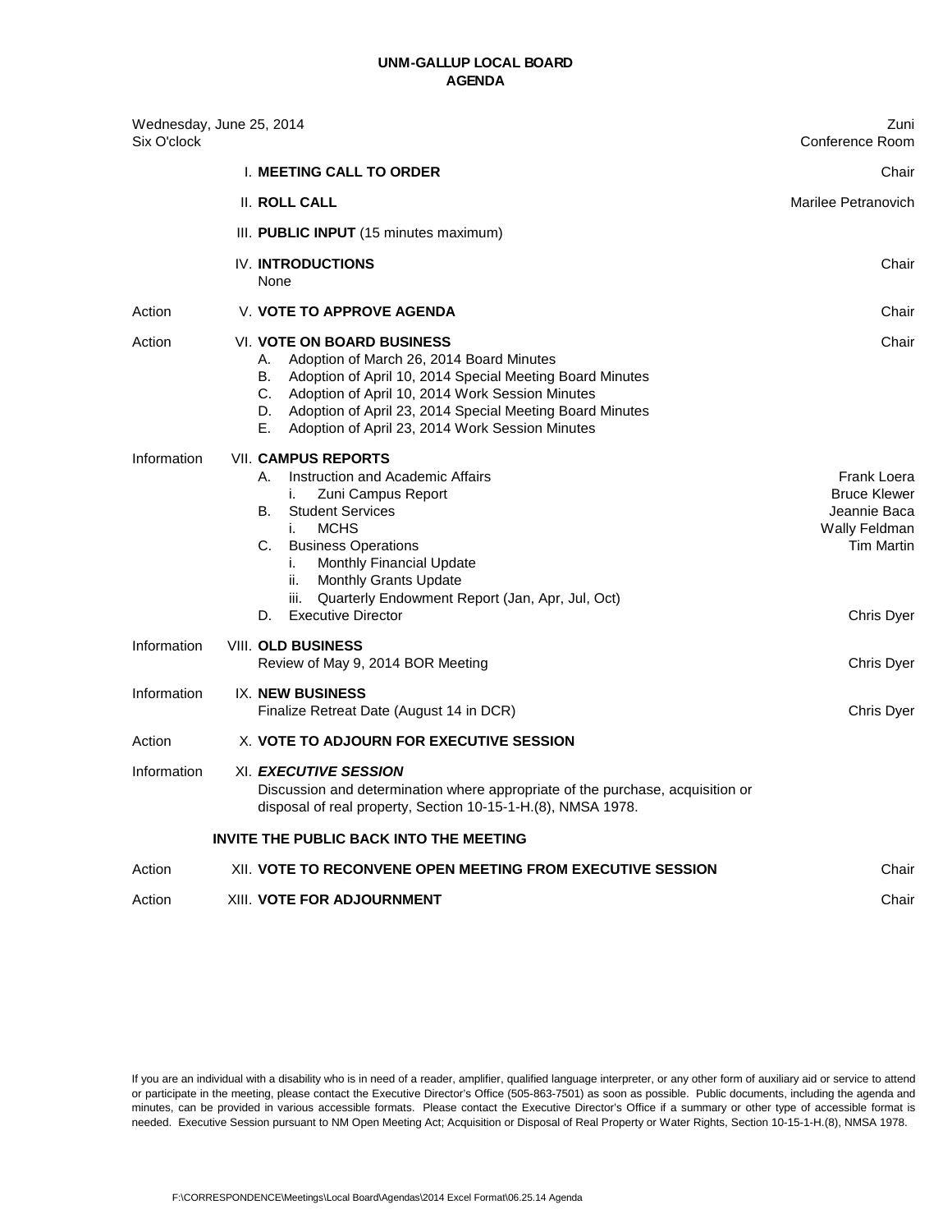# UNM-GALLUP LOCAL BOARD
## AGENDA

| | | |
|---|---|---|
| Wednesday, June 25, 2014<br>Six O'clock | | Zuni<br>Conference Room |
| | I. **MEETING CALL TO ORDER** | Chair |
| | II. **ROLL CALL** | Marilee Petranovich |
| | III. **PUBLIC INPUT** (15 minutes maximum) | |
| | IV. **INTRODUCTIONS**<br>None | Chair |
| Action | V. **VOTE TO APPROVE AGENDA** | Chair |
| Action | VI. **VOTE ON BOARD BUSINESS**<br>A. Adoption of March 26, 2014 Board Minutes<br>B. Adoption of April 10, 2014 Special Meeting Board Minutes<br>C. Adoption of April 10, 2014 Work Session Minutes<br>D. Adoption of April 23, 2014 Special Meeting Board Minutes<br>E. Adoption of April 23, 2014 Work Session Minutes | Chair |
| Information | VII. **CAMPUS REPORTS**<br>A. Instruction and Academic Affairs<br>i. Zuni Campus Report<br>B. Student Services<br>i. MCHS<br>C. Business Operations<br>i. Monthly Financial Update<br>ii. Monthly Grants Update<br>iii. Quarterly Endowment Report (Jan, Apr, Jul, Oct)<br>D. Executive Director | <br>Frank Loera<br>Bruce Klewer<br>Jeannie Baca<br>Wally Feldman<br>Tim Martin<br><br><br><br>Chris Dyer |
| Information | VIII. **OLD BUSINESS**<br>Review of May 9, 2014 BOR Meeting | Chris Dyer |
| Information | IX. **NEW BUSINESS**<br>Finalize Retreat Date (August 14 in DCR) | Chris Dyer |
| Action | X. **VOTE TO ADJOURN FOR EXECUTIVE SESSION** | |
| Information | XI. ***EXECUTIVE SESSION***<br>Discussion and determination where appropriate of the purchase, acquisition or disposal of real property, Section 10-15-1-H.(8), NMSA 1978. | |
| | **INVITE THE PUBLIC BACK INTO THE MEETING** | |
| Action | XII. **VOTE TO RECONVENE OPEN MEETING FROM EXECUTIVE SESSION** | Chair |
| Action | XIII. **VOTE FOR ADJOURNMENT** | Chair |

If you are an individual with a disability who is in need of a reader, amplifier, qualified language interpreter, or any other form of auxiliary aid or service to attend or participate in the meeting, please contact the Executive Director's Office (505-863-7501) as soon as possible. Public documents, including the agenda and minutes, can be provided in various accessible formats. Please contact the Executive Director's Office if a summary or other type of accessible format is needed. Executive Session pursuant to NM Open Meeting Act; Acquisition or Disposal of Real Property or Water Rights, Section 10-15-1-H.(8), NMSA 1978.

F:\CORRESPONDENCE\Meetings\Local Board\Agendas\2014 Excel Format\06.25.14 Agenda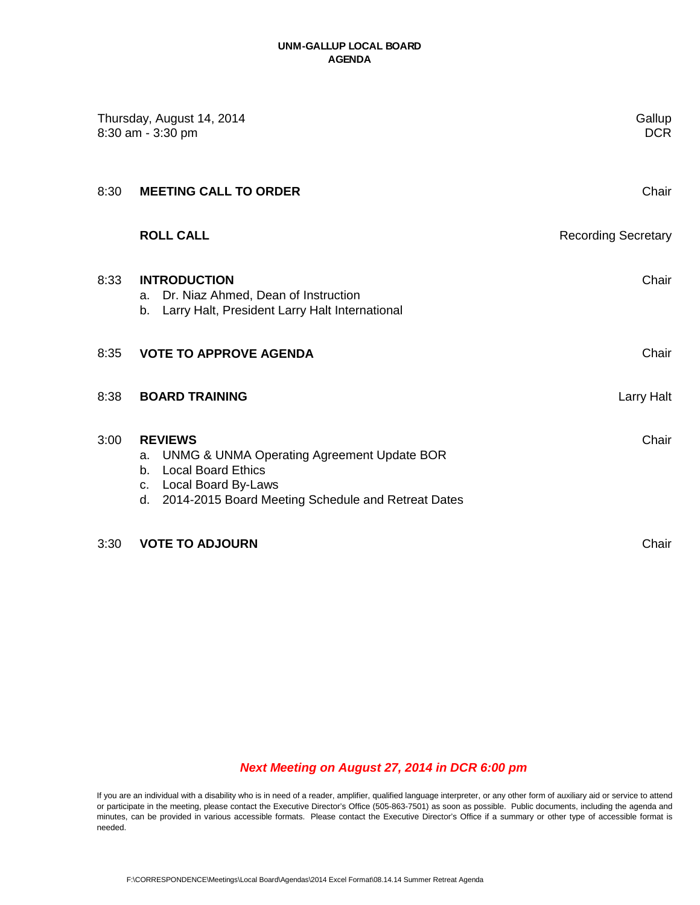# UNM-GALLUP LOCAL BOARD
## AGENDA

Thursday, August 14, 2014 — Gallup
8:30 am - 3:30 pm — DCR

| Time | Item | Presenter |
|---|---|---|
| 8:30 | **MEETING CALL TO ORDER** | Chair |
| | **ROLL CALL** | Recording Secretary |
| 8:33 | **INTRODUCTION**<br>a. Dr. Niaz Ahmed, Dean of Instruction<br>b. Larry Halt, President Larry Halt International | Chair |
| 8:35 | **VOTE TO APPROVE AGENDA** | Chair |
| 8:38 | **BOARD TRAINING** | Larry Halt |
| 3:00 | **REVIEWS**<br>a. UNMG & UNMA Operating Agreement Update BOR<br>b. Local Board Ethics<br>c. Local Board By-Laws<br>d. 2014-2015 Board Meeting Schedule and Retreat Dates | Chair |
| 3:30 | **VOTE TO ADJOURN** | Chair |

***Next Meeting on August 27, 2014 in DCR 6:00 pm***

If you are an individual with a disability who is in need of a reader, amplifier, qualified language interpreter, or any other form of auxiliary aid or service to attend or participate in the meeting, please contact the Executive Director's Office (505-863-7501) as soon as possible. Public documents, including the agenda and minutes, can be provided in various accessible formats. Please contact the Executive Director's Office if a summary or other type of accessible format is needed.

F:\CORRESPONDENCE\Meetings\Local Board\Agendas\2014 Excel Format\08.14.14 Summer Retreat Agenda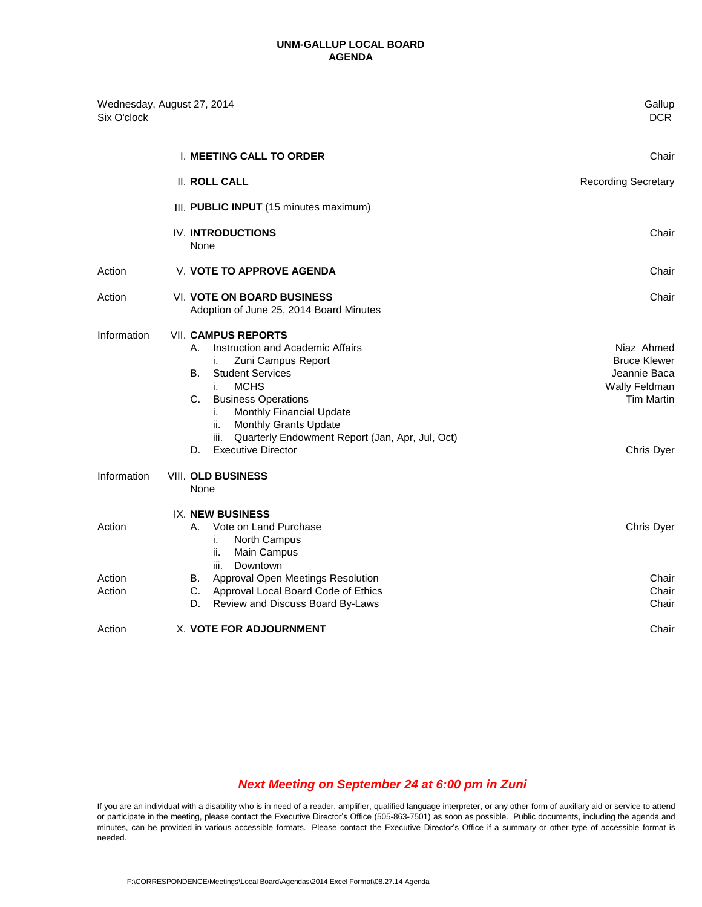# UNM-GALLUP LOCAL BOARD
## AGENDA

| | | |
|---|---|---|
| Wednesday, August 27, 2014 | | Gallup |
| Six O'clock | | DCR |

| | | |
|---|---|---|
| | I. **MEETING CALL TO ORDER** | Chair |
| | II. **ROLL CALL** | Recording Secretary |
| | III. **PUBLIC INPUT** (15 minutes maximum) | |
| | IV. **INTRODUCTIONS**<br>None | Chair |
| Action | V. **VOTE TO APPROVE AGENDA** | Chair |
| Action | VI. **VOTE ON BOARD BUSINESS**<br>Adoption of June 25, 2014 Board Minutes | Chair |
| Information | VII. **CAMPUS REPORTS** | |
| | A. Instruction and Academic Affairs | Niaz Ahmed |
| | i. Zuni Campus Report | Bruce Klewer |
| | B. Student Services | Jeannie Baca |
| | i. MCHS | Wally Feldman |
| | C. Business Operations | Tim Martin |
| | i. Monthly Financial Update | |
| | ii. Monthly Grants Update | |
| | iii. Quarterly Endowment Report (Jan, Apr, Jul, Oct) | |
| | D. Executive Director | Chris Dyer |
| Information | VIII. **OLD BUSINESS**<br>None | |
| | IX. **NEW BUSINESS** | |
| Action | A. Vote on Land Purchase | Chris Dyer |
| | i. North Campus | |
| | ii. Main Campus | |
| | iii. Downtown | |
| Action | B. Approval Open Meetings Resolution | Chair |
| Action | C. Approval Local Board Code of Ethics | Chair |
| | D. Review and Discuss Board By-Laws | Chair |
| Action | X. **VOTE FOR ADJOURNMENT** | Chair |

***Next Meeting on September 24 at 6:00 pm in Zuni***

If you are an individual with a disability who is in need of a reader, amplifier, qualified language interpreter, or any other form of auxiliary aid or service to attend or participate in the meeting, please contact the Executive Director's Office (505-863-7501) as soon as possible. Public documents, including the agenda and minutes, can be provided in various accessible formats. Please contact the Executive Director's Office if a summary or other type of accessible format is needed.

F:\CORRESPONDENCE\Meetings\Local Board\Agendas\2014 Excel Format\08.27.14 Agenda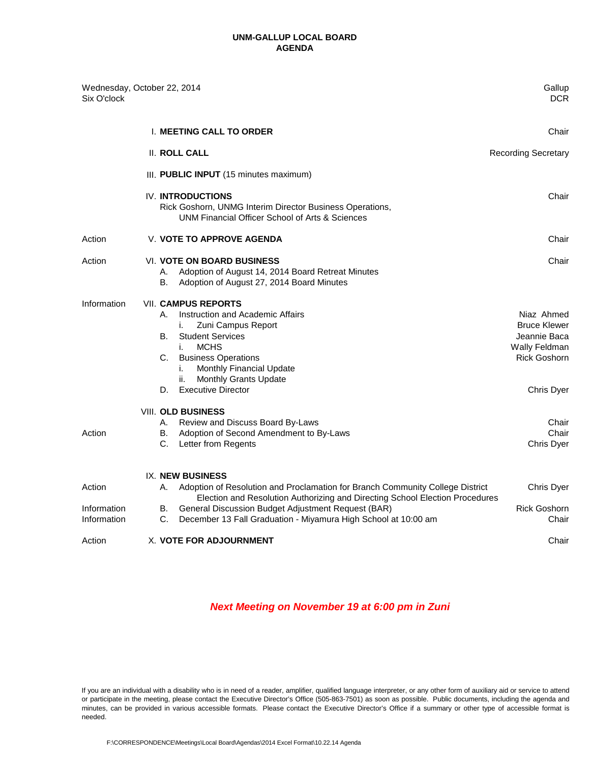# UNM-GALLUP LOCAL BOARD
## AGENDA

Wednesday, October 22, 2014 — Gallup
Six O'clock — DCR

| | | |
|---|---|---|
| | I. **MEETING CALL TO ORDER** | Chair |
| | II. **ROLL CALL** | Recording Secretary |
| | III. **PUBLIC INPUT** (15 minutes maximum) | |
| | IV. **INTRODUCTIONS**<br>Rick Goshorn, UNMG Interim Director Business Operations,<br>UNM Financial Officer School of Arts & Sciences | Chair |
| Action | V. **VOTE TO APPROVE AGENDA** | Chair |
| Action | VI. **VOTE ON BOARD BUSINESS** | Chair |
| | A. Adoption of August 14, 2014 Board Retreat Minutes | |
| | B. Adoption of August 27, 2014 Board Minutes | |
| Information | VII. **CAMPUS REPORTS** | |
| | A. Instruction and Academic Affairs | Niaz Ahmed |
| | i. Zuni Campus Report | Bruce Klewer |
| | B. Student Services | Jeannie Baca |
| | i. MCHS | Wally Feldman |
| | C. Business Operations | Rick Goshorn |
| | i. Monthly Financial Update | |
| | ii. Monthly Grants Update | |
| | D. Executive Director | Chris Dyer |
| | VIII. **OLD BUSINESS** | |
| | A. Review and Discuss Board By-Laws | Chair |
| Action | B. Adoption of Second Amendment to By-Laws | Chair |
| | C. Letter from Regents | Chris Dyer |
| | IX. **NEW BUSINESS** | |
| Action | A. Adoption of Resolution and Proclamation for Branch Community College District Election and Resolution Authorizing and Directing School Election Procedures | Chris Dyer |
| Information | B. General Discussion Budget Adjustment Request (BAR) | Rick Goshorn |
| Information | C. December 13 Fall Graduation - Miyamura High School at 10:00 am | Chair |
| Action | X. **VOTE FOR ADJOURNMENT** | Chair |

***Next Meeting on November 19 at 6:00 pm in Zuni***

If you are an individual with a disability who is in need of a reader, amplifier, qualified language interpreter, or any other form of auxiliary aid or service to attend or participate in the meeting, please contact the Executive Director's Office (505-863-7501) as soon as possible. Public documents, including the agenda and minutes, can be provided in various accessible formats. Please contact the Executive Director's Office if a summary or other type of accessible format is needed.

F:\CORRESPONDENCE\Meetings\Local Board\Agendas\2014 Excel Format\10.22.14 Agenda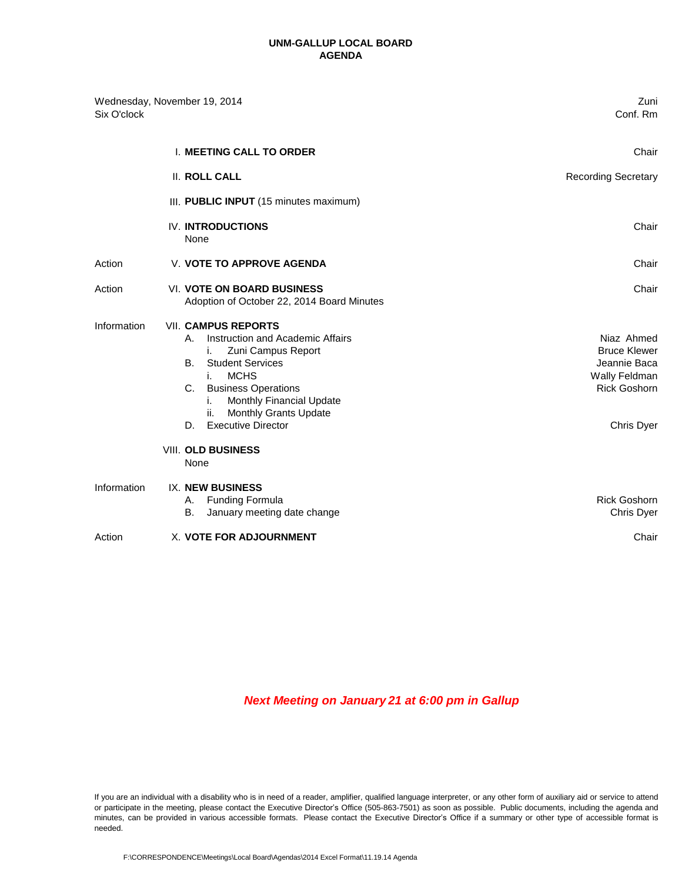**UNM-GALLUP LOCAL BOARD**
**AGENDA**

| | | |
|---|---|---|
| Wednesday, November 19, 2014 | | Zuni |
| Six O'clock | | Conf. Rm |
| | I. **MEETING CALL TO ORDER** | Chair |
| | II. **ROLL CALL** | Recording Secretary |
| | III. **PUBLIC INPUT** (15 minutes maximum) | |
| | IV. **INTRODUCTIONS**<br>None | Chair |
| Action | V. **VOTE TO APPROVE AGENDA** | Chair |
| Action | VI. **VOTE ON BOARD BUSINESS**<br>Adoption of October 22, 2014 Board Minutes | Chair |
| Information | VII. **CAMPUS REPORTS** | |
| | A. Instruction and Academic Affairs | Niaz Ahmed |
| | i. Zuni Campus Report | Bruce Klewer |
| | B. Student Services | Jeannie Baca |
| | i. MCHS | Wally Feldman |
| | C. Business Operations | Rick Goshorn |
| | i. Monthly Financial Update | |
| | ii. Monthly Grants Update | |
| | D. Executive Director | Chris Dyer |
| | VIII. **OLD BUSINESS**<br>None | |
| Information | IX. **NEW BUSINESS** | |
| | A. Funding Formula | Rick Goshorn |
| | B. January meeting date change | Chris Dyer |
| Action | X. **VOTE FOR ADJOURNMENT** | Chair |

***Next Meeting on January 21 at 6:00 pm in Gallup***

If you are an individual with a disability who is in need of a reader, amplifier, qualified language interpreter, or any other form of auxiliary aid or service to attend or participate in the meeting, please contact the Executive Director's Office (505-863-7501) as soon as possible. Public documents, including the agenda and minutes, can be provided in various accessible formats. Please contact the Executive Director's Office if a summary or other type of accessible format is needed.

F:\CORRESPONDENCE\Meetings\Local Board\Agendas\2014 Excel Format\11.19.14 Agenda